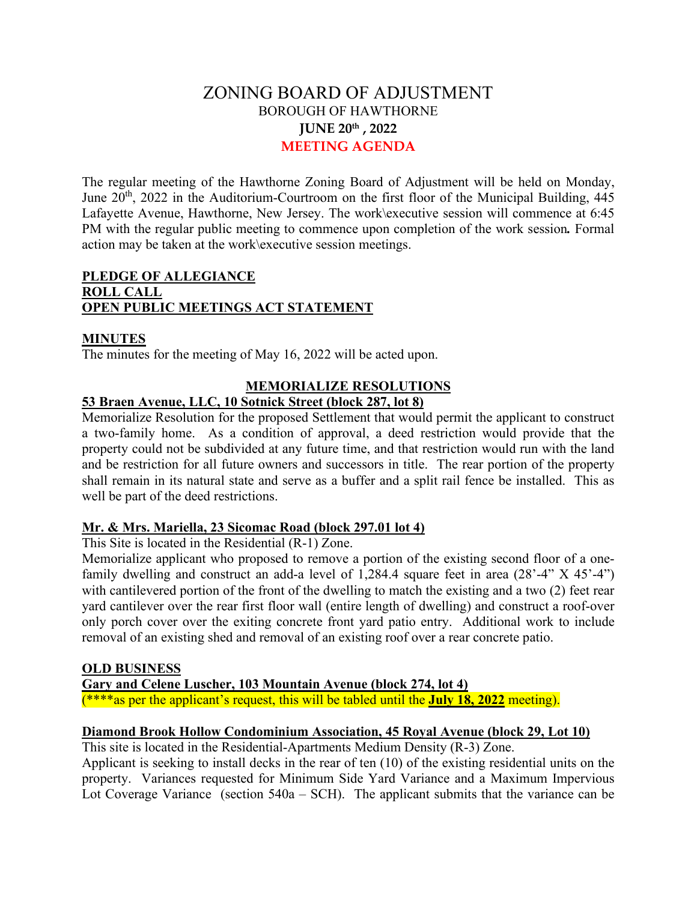# ZONING BOARD OF ADJUSTMENT

## BOROUGH OF HAWTHORNE

### JUNE 20th , 2022

### MEETING AGENDA

The regular meeting of the Hawthorne Zoning Board of Adjustment will be held on Monday, June 20th, 2022 in the Auditorium-Courtroom on the first floor of the Municipal Building, 445 Lafayette Avenue, Hawthorne, New Jersey. The work\executive session will commence at 6:45 PM with the regular public meeting to commence upon completion of the work session*.* Formal action may be taken at the work\executive session meetings.

**PLEDGE OF ALLEGIANCE**
**ROLL CALL**
**OPEN PUBLIC MEETINGS ACT STATEMENT**

**MINUTES**

The minutes for the meeting of May 16, 2022 will be acted upon.

**MEMORIALIZE RESOLUTIONS**

**53 Braen Avenue, LLC, 10 Sotnick Street (block 287, lot 8)**

Memorialize Resolution for the proposed Settlement that would permit the applicant to construct a two-family home. As a condition of approval, a deed restriction would provide that the property could not be subdivided at any future time, and that restriction would run with the land and be restriction for all future owners and successors in title. The rear portion of the property shall remain in its natural state and serve as a buffer and a split rail fence be installed. This as well be part of the deed restrictions.

**Mr. & Mrs. Mariella, 23 Sicomac Road (block 297.01 lot 4)**

This Site is located in the Residential (R-1) Zone.

Memorialize applicant who proposed to remove a portion of the existing second floor of a one-family dwelling and construct an add-a level of 1,284.4 square feet in area (28'-4" X 45'-4") with cantilevered portion of the front of the dwelling to match the existing and a two (2) feet rear yard cantilever over the rear first floor wall (entire length of dwelling) and construct a roof-over only porch cover over the exiting concrete front yard patio entry. Additional work to include removal of an existing shed and removal of an existing roof over a rear concrete patio.

**OLD BUSINESS**

**Gary and Celene Luscher, 103 Mountain Avenue (block 274, lot 4)**

(****as per the applicant's request, this will be tabled until the **July 18, 2022** meeting).

**Diamond Brook Hollow Condominium Association, 45 Royal Avenue (block 29, Lot 10)**

This site is located in the Residential-Apartments Medium Density (R-3) Zone.

Applicant is seeking to install decks in the rear of ten (10) of the existing residential units on the property. Variances requested for Minimum Side Yard Variance and a Maximum Impervious Lot Coverage Variance (section 540a – SCH). The applicant submits that the variance can be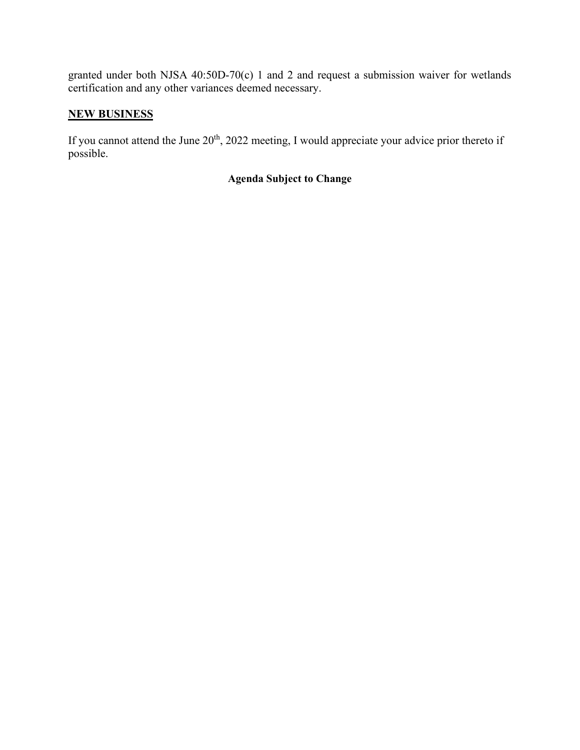granted under both NJSA 40:50D-70(c) 1 and 2 and request a submission waiver for wetlands certification and any other variances deemed necessary.

**NEW BUSINESS**

If you cannot attend the June 20th, 2022 meeting, I would appreciate your advice prior thereto if possible.

**Agenda Subject to Change**